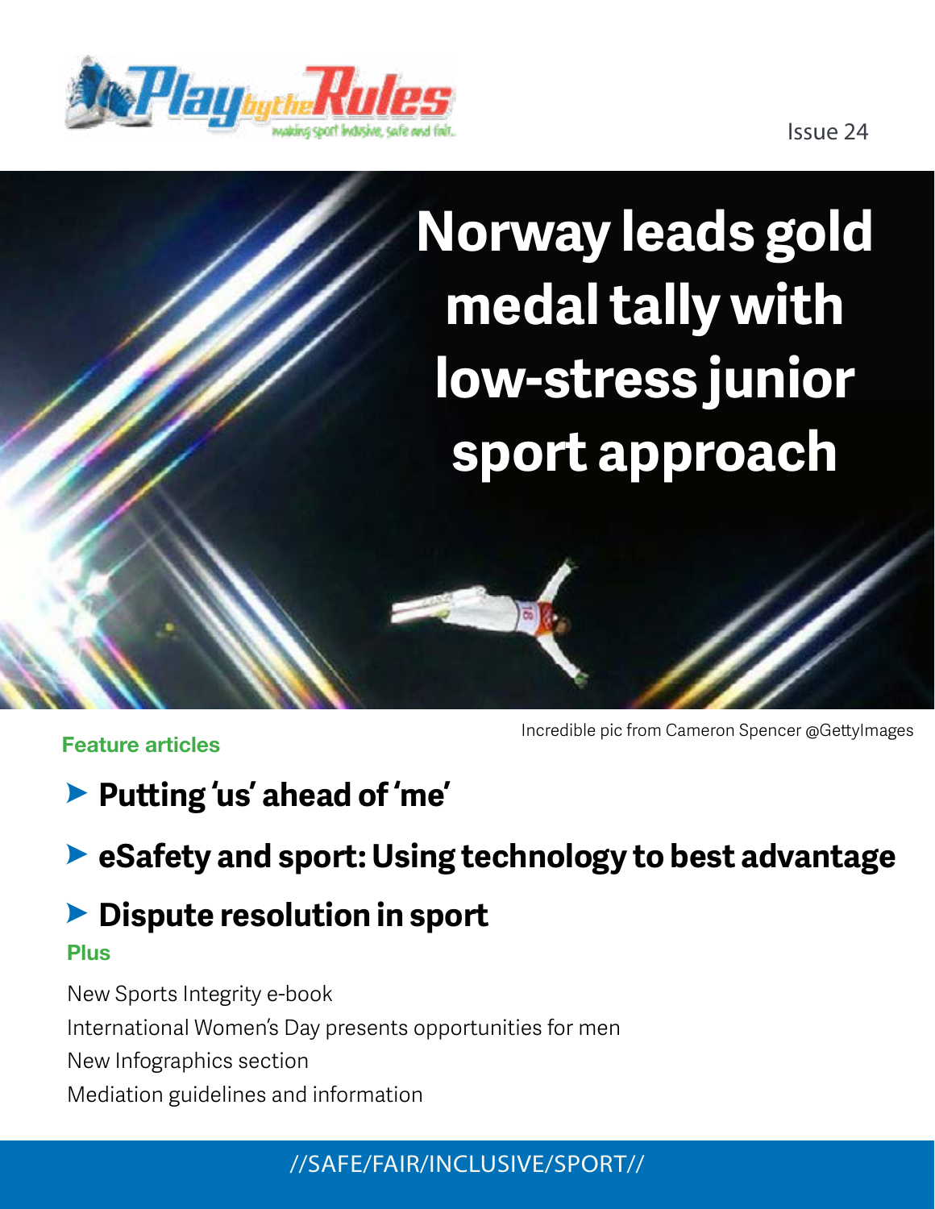Play by the Rules

making sport inclusive, safe and fair.

Issue 24

# Norway leads gold medal tally with low-stress junior sport approach

Incredible pic from Cameron Spencer @GettyImages

**Feature articles**

## ➤ Putting 'us' ahead of 'me'

## ➤ eSafety and sport: Using technology to best advantage

## ➤ Dispute resolution in sport

**Plus**

New Sports Integrity e-book

International Women's Day presents opportunities for men

New Infographics section

Mediation guidelines and information

//SAFE/FAIR/INCLUSIVE/SPORT//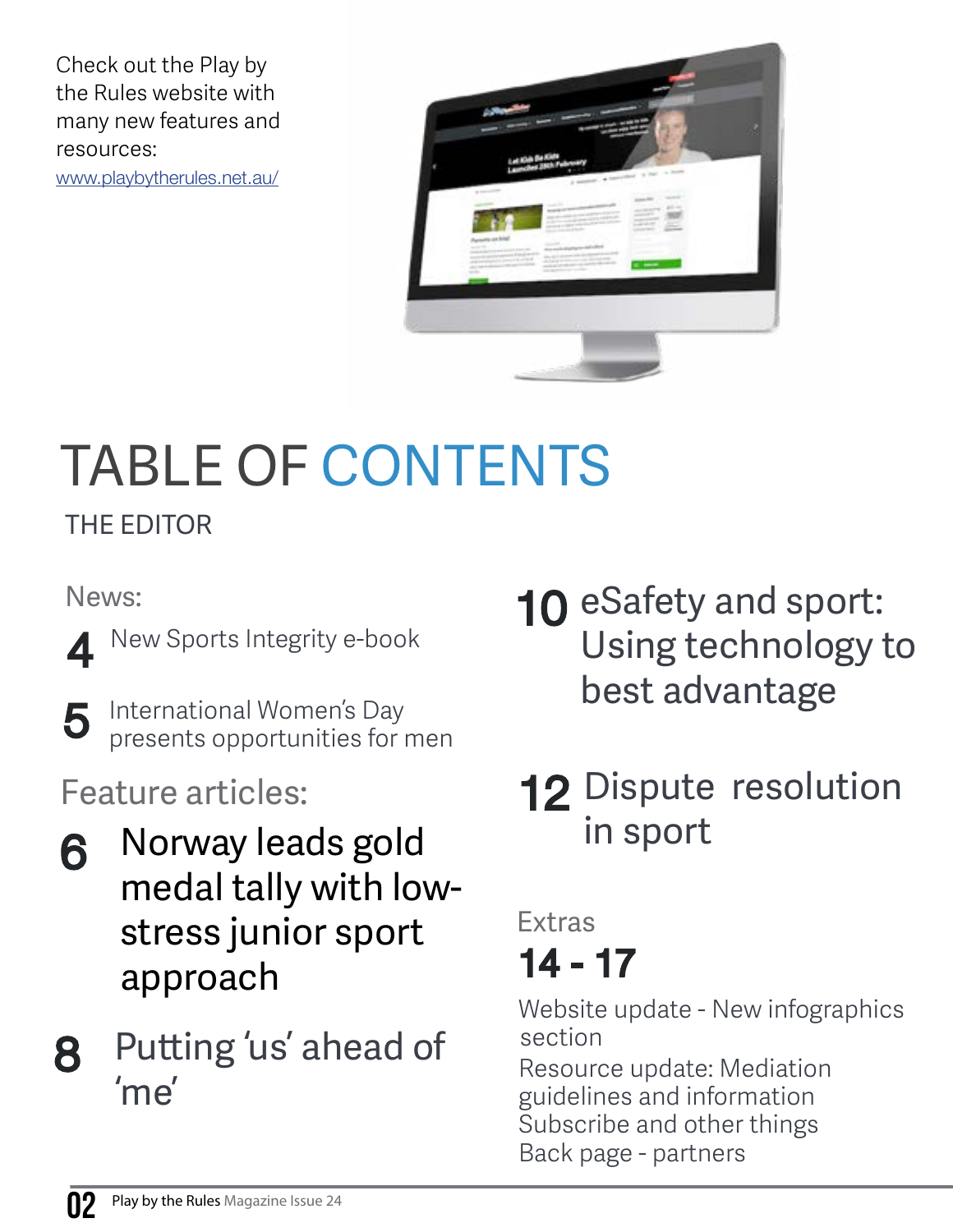Check out the Play by the Rules website with many new features and resources:
[www.playbytherules.net.au/](http://www.playbytherules.net.au/)

# TABLE OF CONTENTS

THE EDITOR

News:

**4** New Sports Integrity e-book

**5** International Women's Day presents opportunities for men

Feature articles:

**6** Norway leads gold medal tally with low-stress junior sport approach

**8** Putting 'us' ahead of 'me'

**10** eSafety and sport: Using technology to best advantage

**12** Dispute resolution in sport

Extras

**14 - 17**

Website update - New infographics section
Resource update: Mediation guidelines and information
Subscribe and other things
Back page - partners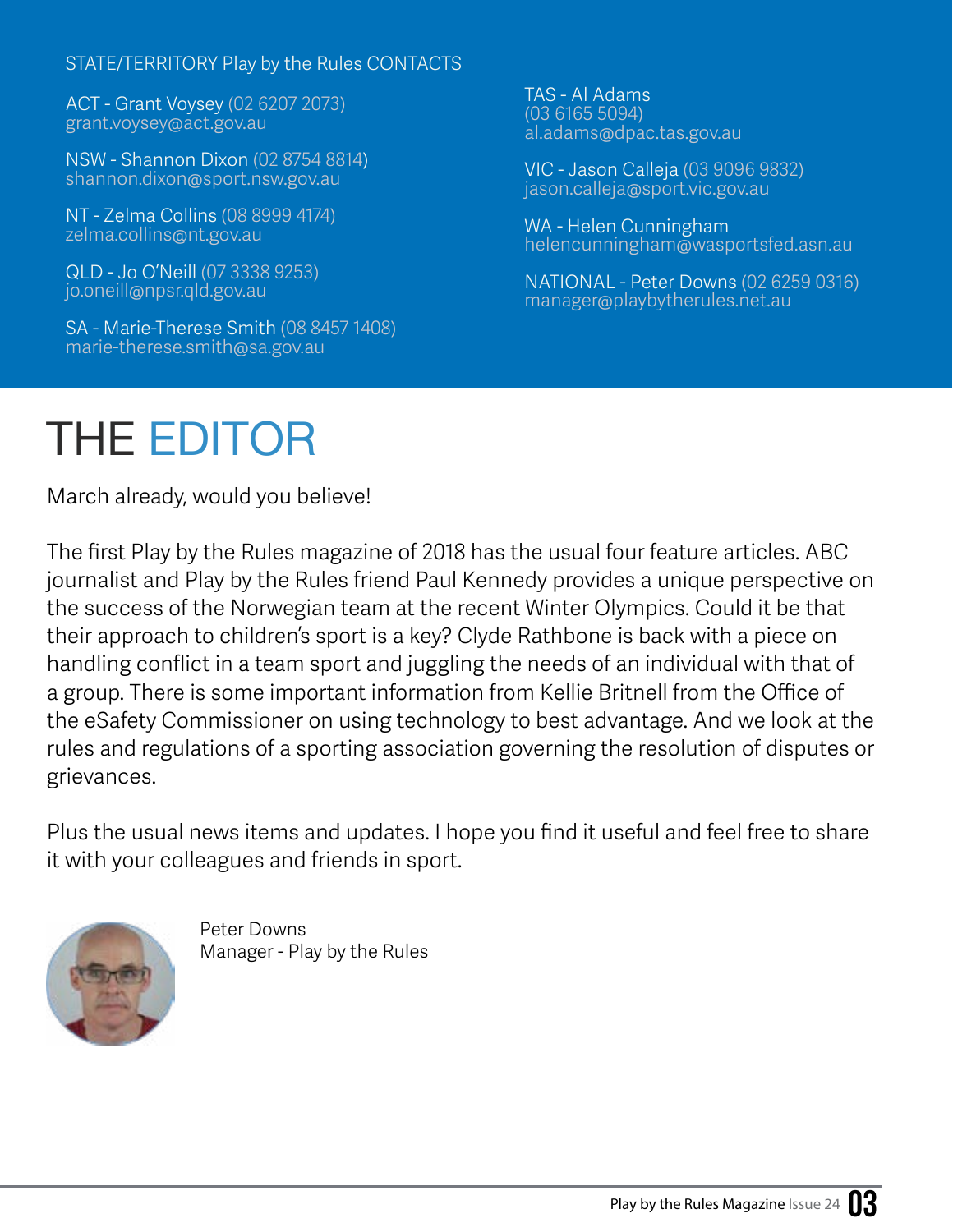STATE/TERRITORY Play by the Rules CONTACTS

ACT - Grant Voysey (02 6207 2073)
grant.voysey@act.gov.au

NSW - Shannon Dixon (02 8754 8814)
shannon.dixon@sport.nsw.gov.au

NT - Zelma Collins (08 8999 4174)
zelma.collins@nt.gov.au

QLD - Jo O'Neill (07 3338 9253)
jo.oneill@npsr.qld.gov.au

SA - Marie-Therese Smith (08 8457 1408)
marie-therese.smith@sa.gov.au

TAS - Al Adams
(03 6165 5094)
al.adams@dpac.tas.gov.au

VIC - Jason Calleja (03 9096 9832)
jason.calleja@sport.vic.gov.au

WA - Helen Cunningham
helencunningham@wasportsfed.asn.au

NATIONAL - Peter Downs (02 6259 0316)
manager@playbytherules.net.au

# THE EDITOR

March already, would you believe!

The first Play by the Rules magazine of 2018 has the usual four feature articles. ABC journalist and Play by the Rules friend Paul Kennedy provides a unique perspective on the success of the Norwegian team at the recent Winter Olympics. Could it be that their approach to children's sport is a key? Clyde Rathbone is back with a piece on handling conflict in a team sport and juggling the needs of an individual with that of a group. There is some important information from Kellie Britnell from the Office of the eSafety Commissioner on using technology to best advantage. And we look at the rules and regulations of a sporting association governing the resolution of disputes or grievances.

Plus the usual news items and updates. I hope you find it useful and feel free to share it with your colleagues and friends in sport.

Peter Downs
Manager - Play by the Rules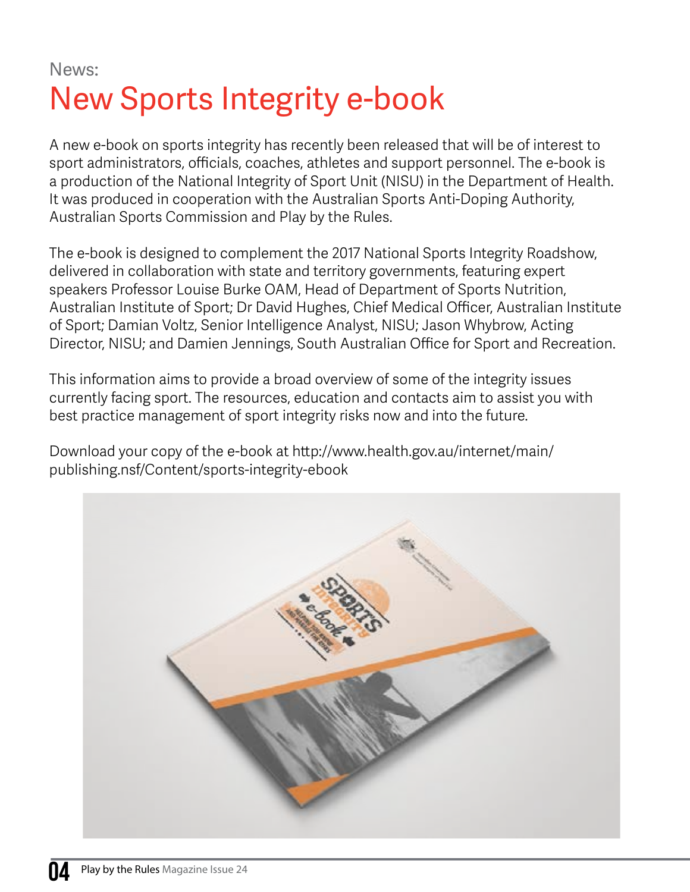News:

# New Sports Integrity e-book

A new e-book on sports integrity has recently been released that will be of interest to sport administrators, officials, coaches, athletes and support personnel. The e-book is a production of the National Integrity of Sport Unit (NISU) in the Department of Health. It was produced in cooperation with the Australian Sports Anti-Doping Authority, Australian Sports Commission and Play by the Rules.

The e-book is designed to complement the 2017 National Sports Integrity Roadshow, delivered in collaboration with state and territory governments, featuring expert speakers Professor Louise Burke OAM, Head of Department of Sports Nutrition, Australian Institute of Sport; Dr David Hughes, Chief Medical Officer, Australian Institute of Sport; Damian Voltz, Senior Intelligence Analyst, NISU; Jason Whybrow, Acting Director, NISU; and Damien Jennings, South Australian Office for Sport and Recreation.

This information aims to provide a broad overview of some of the integrity issues currently facing sport. The resources, education and contacts aim to assist you with best practice management of sport integrity risks now and into the future.

Download your copy of the e-book at http://www.health.gov.au/internet/main/publishing.nsf/Content/sports-integrity-ebook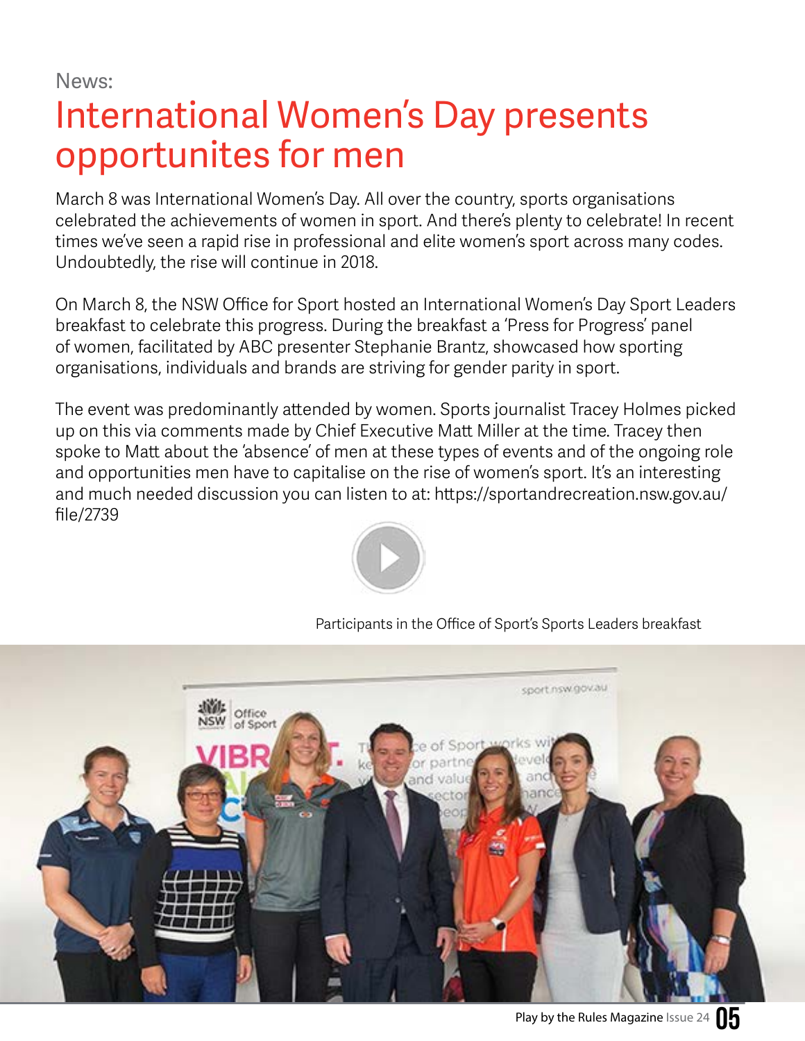News:

# International Women's Day presents opportunites for men

March 8 was International Women's Day. All over the country, sports organisations celebrated the achievements of women in sport. And there's plenty to celebrate! In recent times we've seen a rapid rise in professional and elite women's sport across many codes. Undoubtedly, the rise will continue in 2018.

On March 8, the NSW Office for Sport hosted an International Women's Day Sport Leaders breakfast to celebrate this progress. During the breakfast a 'Press for Progress' panel of women, facilitated by ABC presenter Stephanie Brantz, showcased how sporting organisations, individuals and brands are striving for gender parity in sport.

The event was predominantly attended by women. Sports journalist Tracey Holmes picked up on this via comments made by Chief Executive Matt Miller at the time. Tracey then spoke to Matt about the 'absence' of men at these types of events and of the ongoing role and opportunities men have to capitalise on the rise of women's sport. It's an interesting and much needed discussion you can listen to at: https://sportandrecreation.nsw.gov.au/file/2739

Participants in the Office of Sport's Sports Leaders breakfast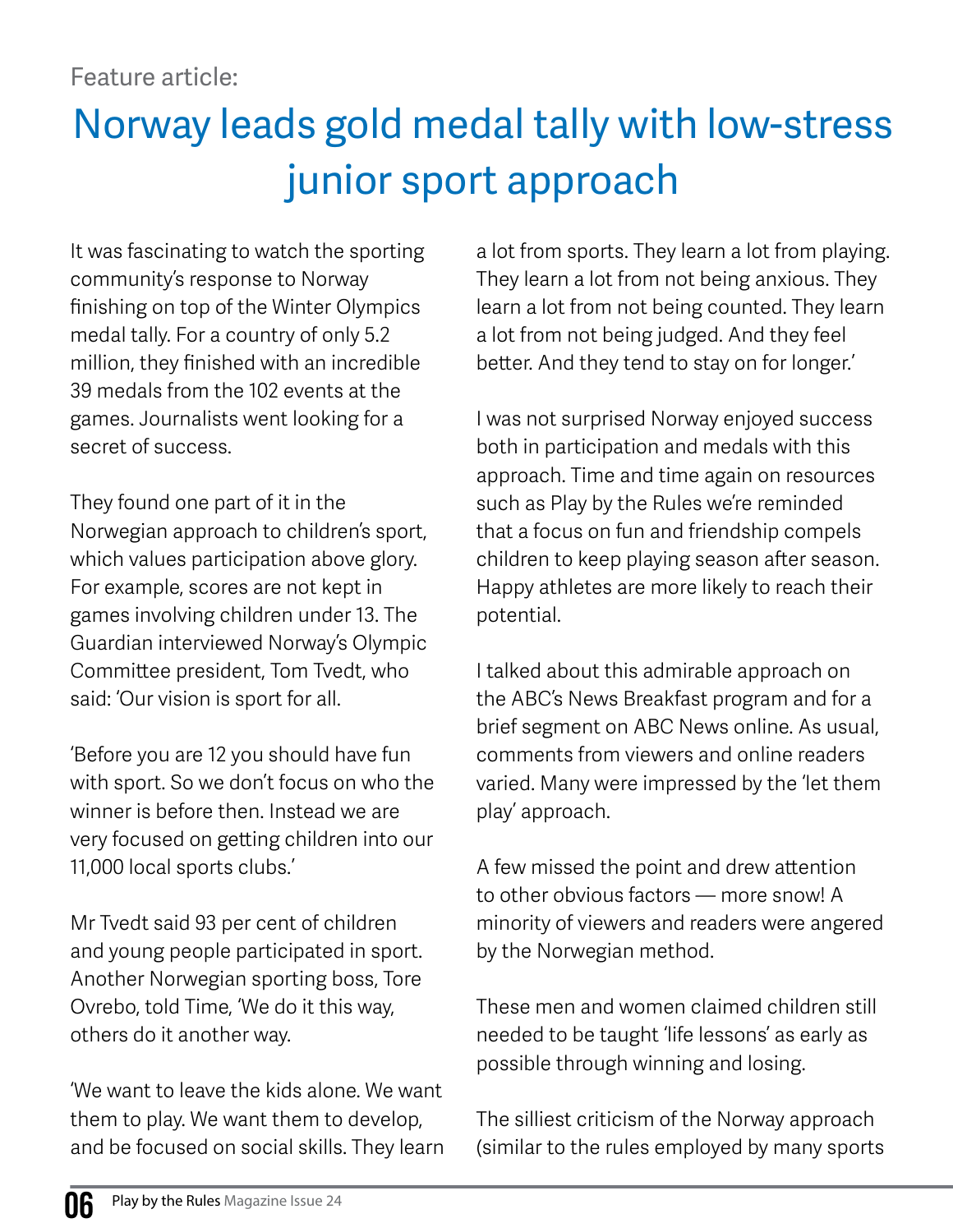Feature article:

# Norway leads gold medal tally with low-stress junior sport approach

It was fascinating to watch the sporting community's response to Norway finishing on top of the Winter Olympics medal tally. For a country of only 5.2 million, they finished with an incredible 39 medals from the 102 events at the games. Journalists went looking for a secret of success.

They found one part of it in the Norwegian approach to children's sport, which values participation above glory. For example, scores are not kept in games involving children under 13. The Guardian interviewed Norway's Olympic Committee president, Tom Tvedt, who said: 'Our vision is sport for all.

'Before you are 12 you should have fun with sport. So we don't focus on who the winner is before then. Instead we are very focused on getting children into our 11,000 local sports clubs.'

Mr Tvedt said 93 per cent of children and young people participated in sport. Another Norwegian sporting boss, Tore Ovrebo, told Time, 'We do it this way, others do it another way.

'We want to leave the kids alone. We want them to play. We want them to develop, and be focused on social skills. They learn a lot from sports. They learn a lot from playing. They learn a lot from not being anxious. They learn a lot from not being counted. They learn a lot from not being judged. And they feel better. And they tend to stay on for longer.'

I was not surprised Norway enjoyed success both in participation and medals with this approach. Time and time again on resources such as Play by the Rules we're reminded that a focus on fun and friendship compels children to keep playing season after season. Happy athletes are more likely to reach their potential.

I talked about this admirable approach on the ABC's News Breakfast program and for a brief segment on ABC News online. As usual, comments from viewers and online readers varied. Many were impressed by the 'let them play' approach.

A few missed the point and drew attention to other obvious factors — more snow! A minority of viewers and readers were angered by the Norwegian method.

These men and women claimed children still needed to be taught 'life lessons' as early as possible through winning and losing.

The silliest criticism of the Norway approach (similar to the rules employed by many sports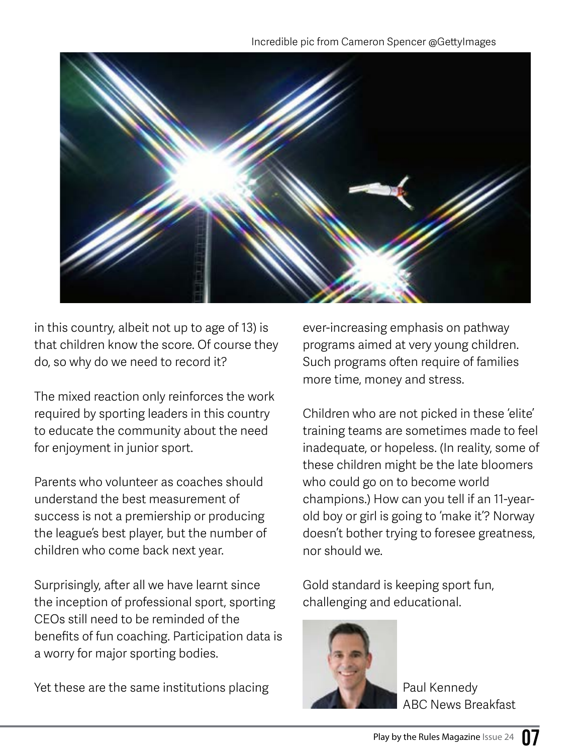Incredible pic from Cameron Spencer @GettyImages

in this country, albeit not up to age of 13) is that children know the score. Of course they do, so why do we need to record it?

The mixed reaction only reinforces the work required by sporting leaders in this country to educate the community about the need for enjoyment in junior sport.

Parents who volunteer as coaches should understand the best measurement of success is not a premiership or producing the league's best player, but the number of children who come back next year.

Surprisingly, after all we have learnt since the inception of professional sport, sporting CEOs still need to be reminded of the benefits of fun coaching. Participation data is a worry for major sporting bodies.

Yet these are the same institutions placing ever-increasing emphasis on pathway programs aimed at very young children. Such programs often require of families more time, money and stress.

Children who are not picked in these 'elite' training teams are sometimes made to feel inadequate, or hopeless. (In reality, some of these children might be the late bloomers who could go on to become world champions.) How can you tell if an 11-year-old boy or girl is going to 'make it'? Norway doesn't bother trying to foresee greatness, nor should we.

Gold standard is keeping sport fun, challenging and educational.

Paul Kennedy
ABC News Breakfast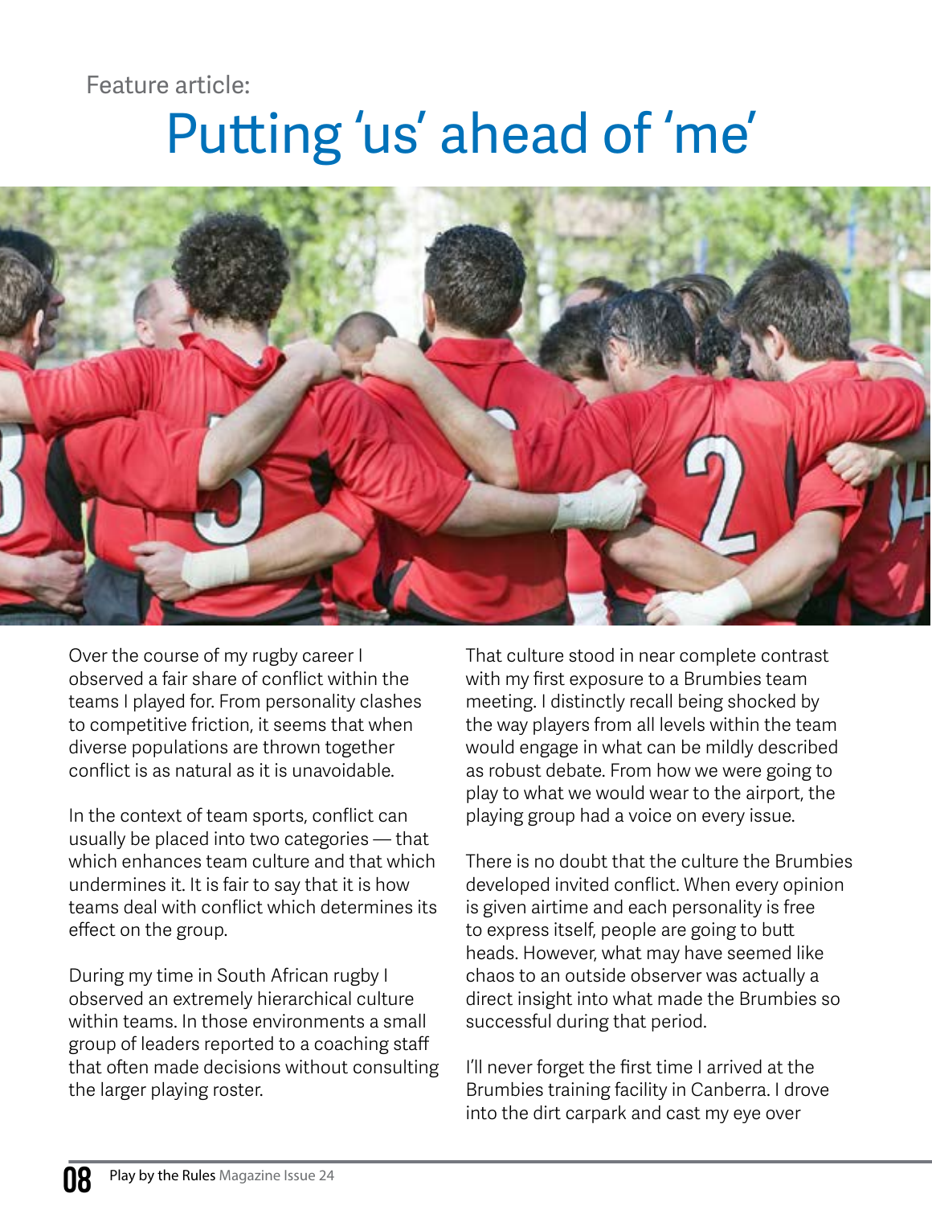Feature article:

# Putting 'us' ahead of 'me'

Over the course of my rugby career I observed a fair share of conflict within the teams I played for. From personality clashes to competitive friction, it seems that when diverse populations are thrown together conflict is as natural as it is unavoidable.

In the context of team sports, conflict can usually be placed into two categories — that which enhances team culture and that which undermines it. It is fair to say that it is how teams deal with conflict which determines its effect on the group.

During my time in South African rugby I observed an extremely hierarchical culture within teams. In those environments a small group of leaders reported to a coaching staff that often made decisions without consulting the larger playing roster.

That culture stood in near complete contrast with my first exposure to a Brumbies team meeting. I distinctly recall being shocked by the way players from all levels within the team would engage in what can be mildly described as robust debate. From how we were going to play to what we would wear to the airport, the playing group had a voice on every issue.

There is no doubt that the culture the Brumbies developed invited conflict. When every opinion is given airtime and each personality is free to express itself, people are going to butt heads. However, what may have seemed like chaos to an outside observer was actually a direct insight into what made the Brumbies so successful during that period.

I'll never forget the first time I arrived at the Brumbies training facility in Canberra. I drove into the dirt carpark and cast my eye over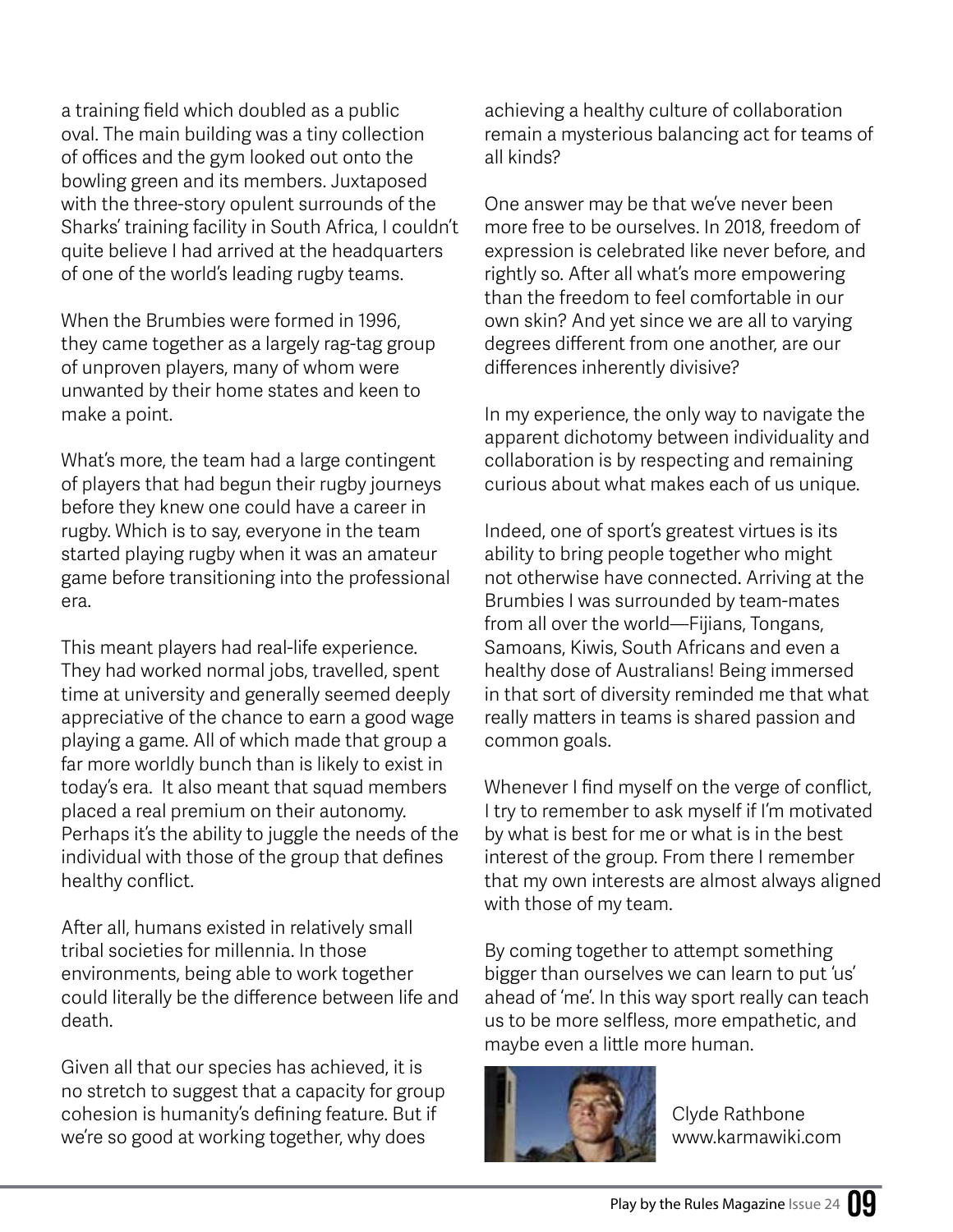a training field which doubled as a public oval. The main building was a tiny collection of offices and the gym looked out onto the bowling green and its members. Juxtaposed with the three-story opulent surrounds of the Sharks' training facility in South Africa, I couldn't quite believe I had arrived at the headquarters of one of the world's leading rugby teams.

When the Brumbies were formed in 1996, they came together as a largely rag-tag group of unproven players, many of whom were unwanted by their home states and keen to make a point.

What's more, the team had a large contingent of players that had begun their rugby journeys before they knew one could have a career in rugby. Which is to say, everyone in the team started playing rugby when it was an amateur game before transitioning into the professional era.

This meant players had real-life experience. They had worked normal jobs, travelled, spent time at university and generally seemed deeply appreciative of the chance to earn a good wage playing a game. All of which made that group a far more worldly bunch than is likely to exist in today's era. It also meant that squad members placed a real premium on their autonomy. Perhaps it's the ability to juggle the needs of the individual with those of the group that defines healthy conflict.

After all, humans existed in relatively small tribal societies for millennia. In those environments, being able to work together could literally be the difference between life and death.

Given all that our species has achieved, it is no stretch to suggest that a capacity for group cohesion is humanity's defining feature. But if we're so good at working together, why does achieving a healthy culture of collaboration remain a mysterious balancing act for teams of all kinds?

One answer may be that we've never been more free to be ourselves. In 2018, freedom of expression is celebrated like never before, and rightly so. After all what's more empowering than the freedom to feel comfortable in our own skin? And yet since we are all to varying degrees different from one another, are our differences inherently divisive?

In my experience, the only way to navigate the apparent dichotomy between individuality and collaboration is by respecting and remaining curious about what makes each of us unique.

Indeed, one of sport's greatest virtues is its ability to bring people together who might not otherwise have connected. Arriving at the Brumbies I was surrounded by team-mates from all over the world—Fijians, Tongans, Samoans, Kiwis, South Africans and even a healthy dose of Australians! Being immersed in that sort of diversity reminded me that what really matters in teams is shared passion and common goals.

Whenever I find myself on the verge of conflict, I try to remember to ask myself if I'm motivated by what is best for me or what is in the best interest of the group. From there I remember that my own interests are almost always aligned with those of my team.

By coming together to attempt something bigger than ourselves we can learn to put 'us' ahead of 'me'. In this way sport really can teach us to be more selfless, more empathetic, and maybe even a little more human.

Clyde Rathbone
www.karmawiki.com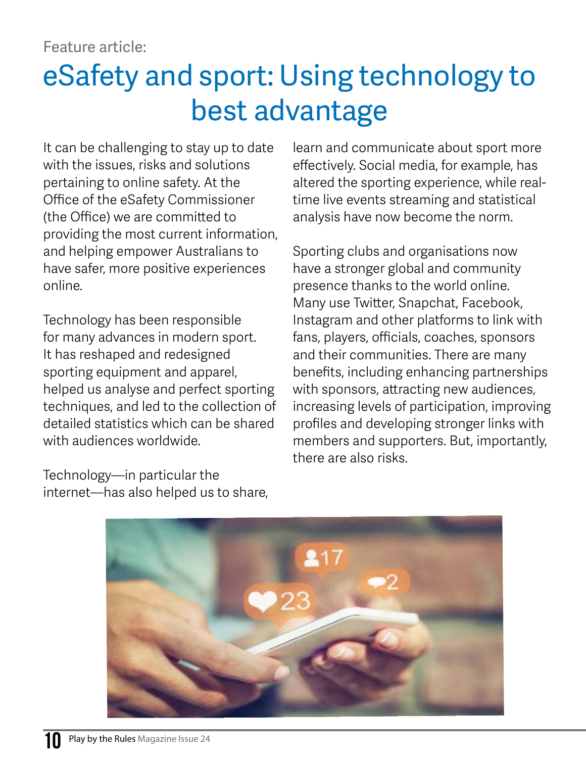Feature article:

# eSafety and sport: Using technology to best advantage

It can be challenging to stay up to date with the issues, risks and solutions pertaining to online safety. At the Office of the eSafety Commissioner (the Office) we are committed to providing the most current information, and helping empower Australians to have safer, more positive experiences online.

Technology has been responsible for many advances in modern sport. It has reshaped and redesigned sporting equipment and apparel, helped us analyse and perfect sporting techniques, and led to the collection of detailed statistics which can be shared with audiences worldwide.

Technology—in particular the internet—has also helped us to share, learn and communicate about sport more effectively. Social media, for example, has altered the sporting experience, while real-time live events streaming and statistical analysis have now become the norm.

Sporting clubs and organisations now have a stronger global and community presence thanks to the world online. Many use Twitter, Snapchat, Facebook, Instagram and other platforms to link with fans, players, officials, coaches, sponsors and their communities. There are many benefits, including enhancing partnerships with sponsors, attracting new audiences, increasing levels of participation, improving profiles and developing stronger links with members and supporters. But, importantly, there are also risks.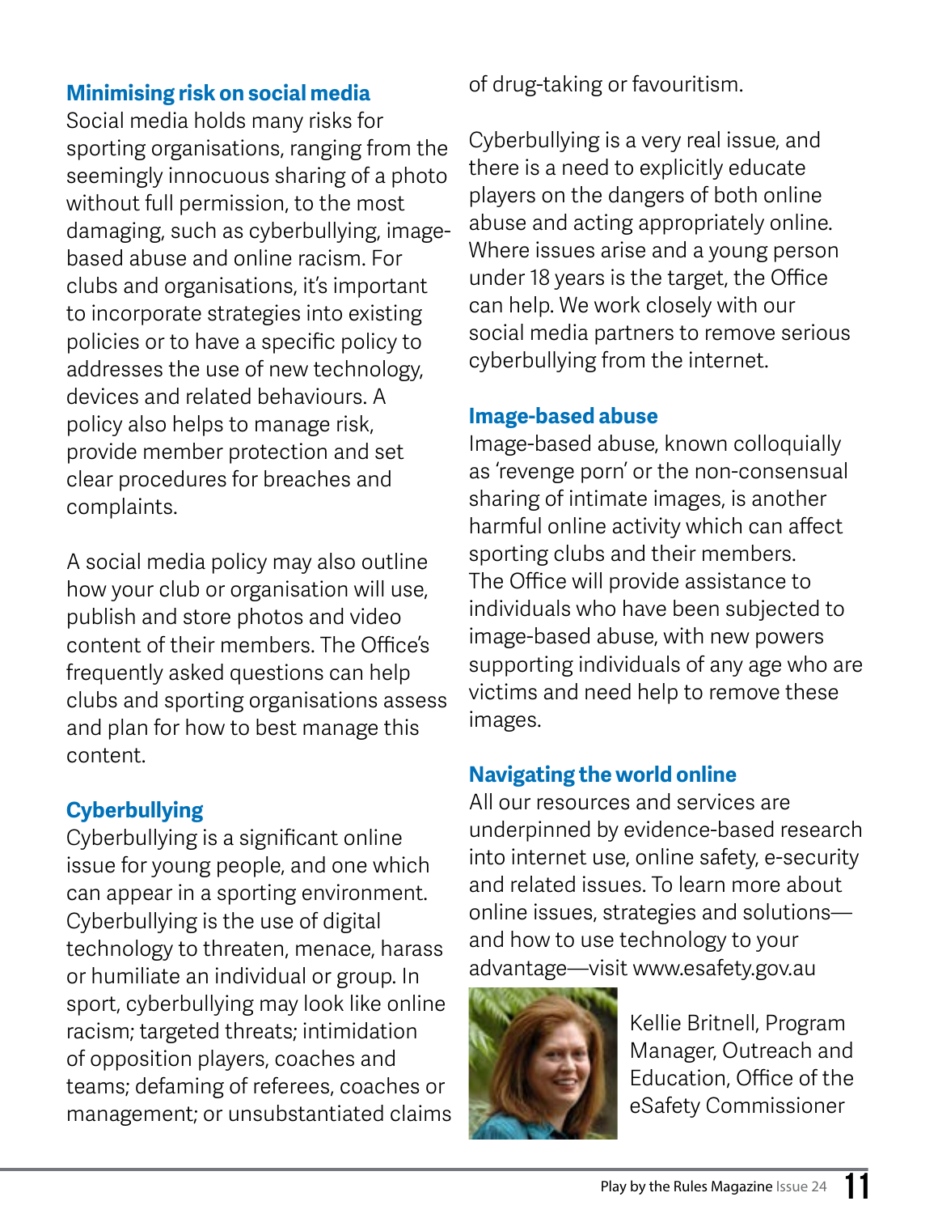### Minimising risk on social media

Social media holds many risks for sporting organisations, ranging from the seemingly innocuous sharing of a photo without full permission, to the most damaging, such as cyberbullying, image-based abuse and online racism. For clubs and organisations, it's important to incorporate strategies into existing policies or to have a specific policy to addresses the use of new technology, devices and related behaviours. A policy also helps to manage risk, provide member protection and set clear procedures for breaches and complaints.

A social media policy may also outline how your club or organisation will use, publish and store photos and video content of their members. The Office's frequently asked questions can help clubs and sporting organisations assess and plan for how to best manage this content.

### Cyberbullying

Cyberbullying is a significant online issue for young people, and one which can appear in a sporting environment. Cyberbullying is the use of digital technology to threaten, menace, harass or humiliate an individual or group. In sport, cyberbullying may look like online racism; targeted threats; intimidation of opposition players, coaches and teams; defaming of referees, coaches or management; or unsubstantiated claims of drug-taking or favouritism.

Cyberbullying is a very real issue, and there is a need to explicitly educate players on the dangers of both online abuse and acting appropriately online. Where issues arise and a young person under 18 years is the target, the Office can help. We work closely with our social media partners to remove serious cyberbullying from the internet.

### Image-based abuse

Image-based abuse, known colloquially as 'revenge porn' or the non-consensual sharing of intimate images, is another harmful online activity which can affect sporting clubs and their members. The Office will provide assistance to individuals who have been subjected to image-based abuse, with new powers supporting individuals of any age who are victims and need help to remove these images.

### Navigating the world online

All our resources and services are underpinned by evidence-based research into internet use, online safety, e-security and related issues. To learn more about online issues, strategies and solutions—and how to use technology to your advantage—visit www.esafety.gov.au

Kellie Britnell, Program Manager, Outreach and Education, Office of the eSafety Commissioner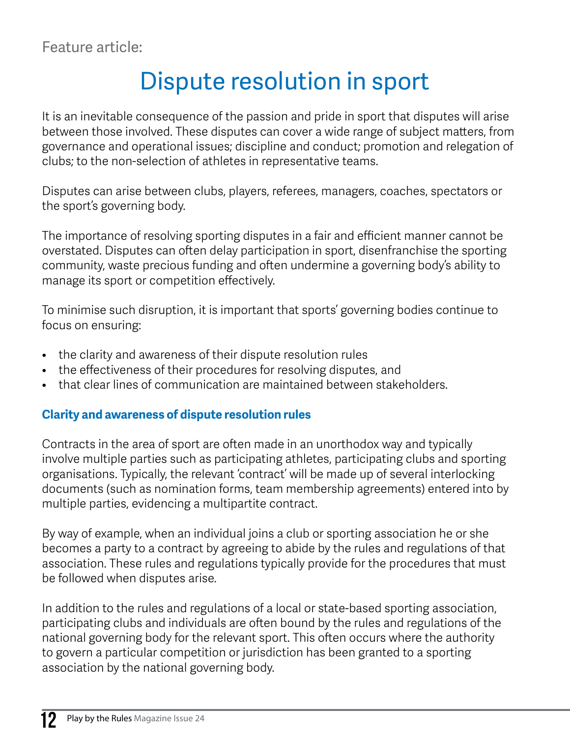Feature article:

# Dispute resolution in sport

It is an inevitable consequence of the passion and pride in sport that disputes will arise between those involved. These disputes can cover a wide range of subject matters, from governance and operational issues; discipline and conduct; promotion and relegation of clubs; to the non-selection of athletes in representative teams.

Disputes can arise between clubs, players, referees, managers, coaches, spectators or the sport's governing body.

The importance of resolving sporting disputes in a fair and efficient manner cannot be overstated. Disputes can often delay participation in sport, disenfranchise the sporting community, waste precious funding and often undermine a governing body's ability to manage its sport or competition effectively.

To minimise such disruption, it is important that sports' governing bodies continue to focus on ensuring:

- the clarity and awareness of their dispute resolution rules
- the effectiveness of their procedures for resolving disputes, and
- that clear lines of communication are maintained between stakeholders.

## Clarity and awareness of dispute resolution rules

Contracts in the area of sport are often made in an unorthodox way and typically involve multiple parties such as participating athletes, participating clubs and sporting organisations. Typically, the relevant 'contract' will be made up of several interlocking documents (such as nomination forms, team membership agreements) entered into by multiple parties, evidencing a multipartite contract.

By way of example, when an individual joins a club or sporting association he or she becomes a party to a contract by agreeing to abide by the rules and regulations of that association. These rules and regulations typically provide for the procedures that must be followed when disputes arise.

In addition to the rules and regulations of a local or state-based sporting association, participating clubs and individuals are often bound by the rules and regulations of the national governing body for the relevant sport. This often occurs where the authority to govern a particular competition or jurisdiction has been granted to a sporting association by the national governing body.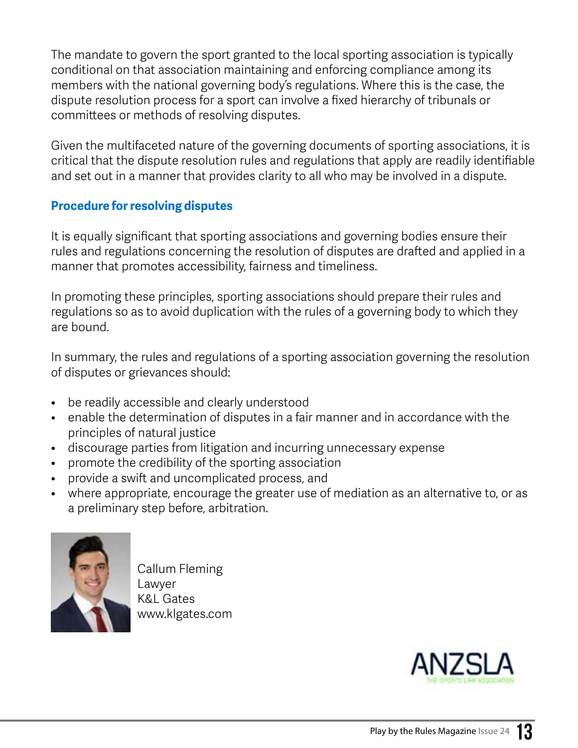The mandate to govern the sport granted to the local sporting association is typically conditional on that association maintaining and enforcing compliance among its members with the national governing body's regulations. Where this is the case, the dispute resolution process for a sport can involve a fixed hierarchy of tribunals or committees or methods of resolving disputes.

Given the multifaceted nature of the governing documents of sporting associations, it is critical that the dispute resolution rules and regulations that apply are readily identifiable and set out in a manner that provides clarity to all who may be involved in a dispute.

### Procedure for resolving disputes

It is equally significant that sporting associations and governing bodies ensure their rules and regulations concerning the resolution of disputes are drafted and applied in a manner that promotes accessibility, fairness and timeliness.

In promoting these principles, sporting associations should prepare their rules and regulations so as to avoid duplication with the rules of a governing body to which they are bound.

In summary, the rules and regulations of a sporting association governing the resolution of disputes or grievances should:

- be readily accessible and clearly understood
- enable the determination of disputes in a fair manner and in accordance with the principles of natural justice
- discourage parties from litigation and incurring unnecessary expense
- promote the credibility of the sporting association
- provide a swift and uncomplicated process, and
- where appropriate, encourage the greater use of mediation as an alternative to, or as a preliminary step before, arbitration.

Callum Fleming
Lawyer
K&L Gates
www.klgates.com

ANZSLA
THE SPORTS LAW ASSOCIATION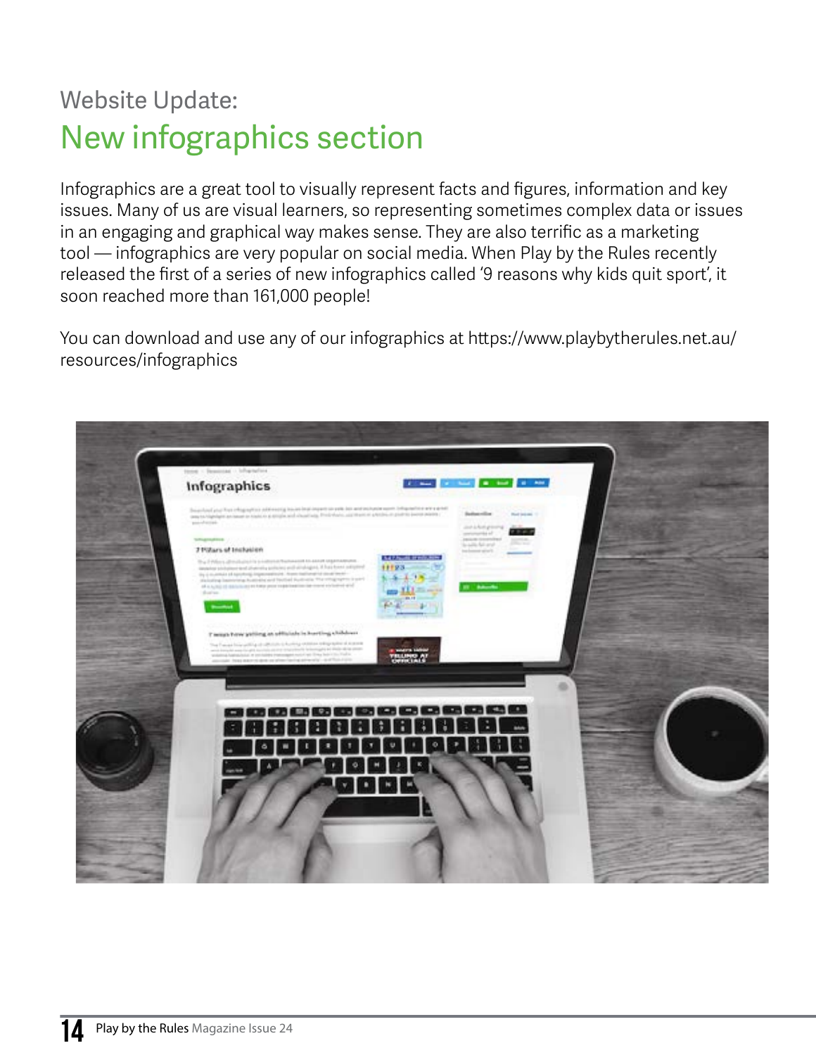Website Update:

# New infographics section

Infographics are a great tool to visually represent facts and figures, information and key issues. Many of us are visual learners, so representing sometimes complex data or issues in an engaging and graphical way makes sense. They are also terrific as a marketing tool — infographics are very popular on social media. When Play by the Rules recently released the first of a series of new infographics called '9 reasons why kids quit sport', it soon reached more than 161,000 people!

You can download and use any of our infographics at https://www.playbytherules.net.au/resources/infographics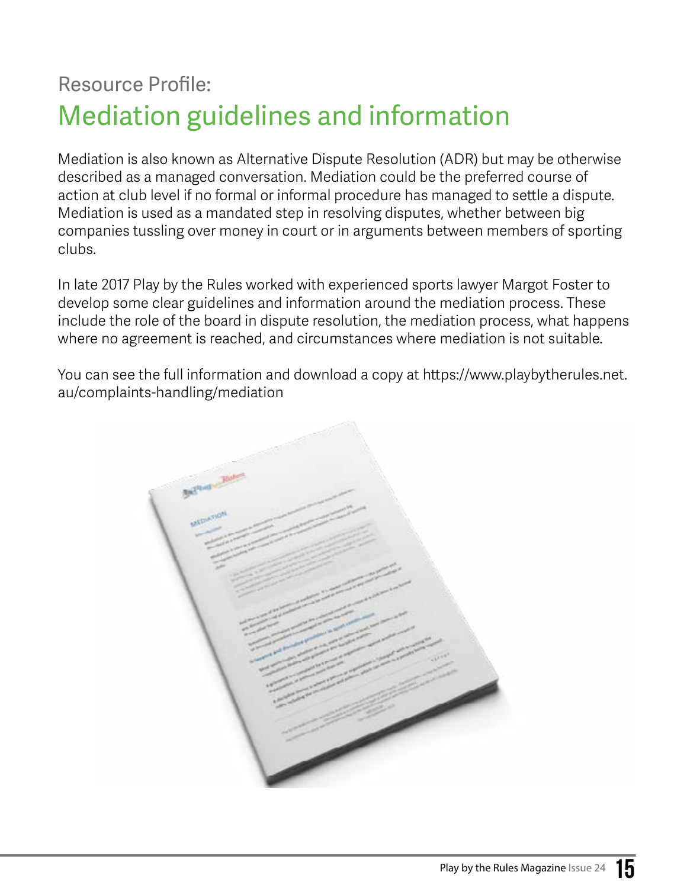Resource Profile:

# Mediation guidelines and information

Mediation is also known as Alternative Dispute Resolution (ADR) but may be otherwise described as a managed conversation. Mediation could be the preferred course of action at club level if no formal or informal procedure has managed to settle a dispute. Mediation is used as a mandated step in resolving disputes, whether between big companies tussling over money in court or in arguments between members of sporting clubs.

In late 2017 Play by the Rules worked with experienced sports lawyer Margot Foster to develop some clear guidelines and information around the mediation process. These include the role of the board in dispute resolution, the mediation process, what happens where no agreement is reached, and circumstances where mediation is not suitable.

You can see the full information and download a copy at https://www.playbytherules.net.au/complaints-handling/mediation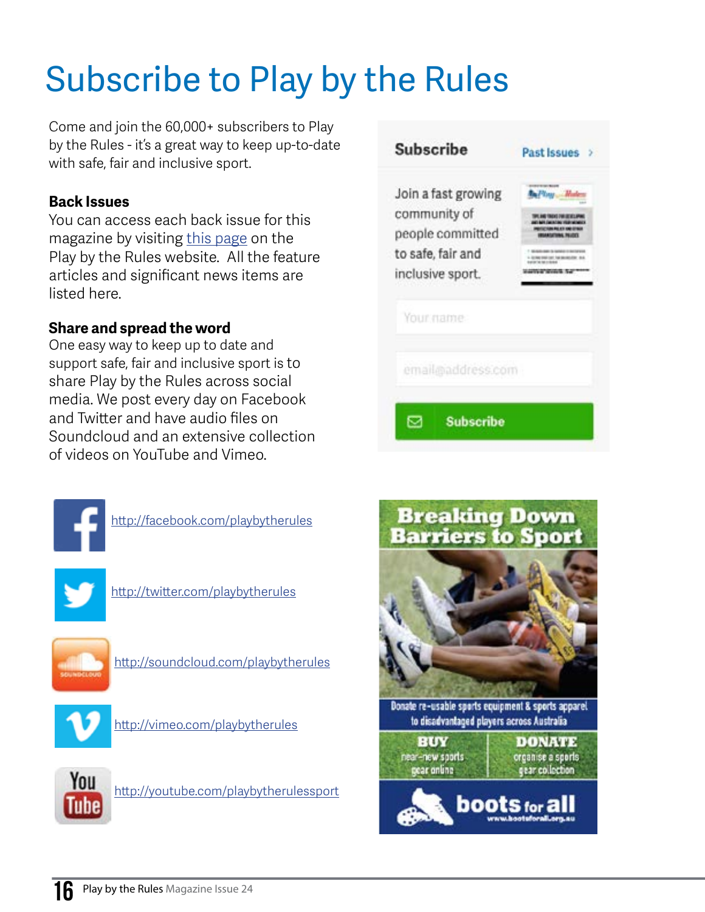# Subscribe to Play by the Rules

Come and join the 60,000+ subscribers to Play by the Rules - it's a great way to keep up-to-date with safe, fair and inclusive sport.

**Back Issues**

You can access each back issue for this magazine by visiting this page on the Play by the Rules website. All the feature articles and significant news items are listed here.

**Share and spread the word**

One easy way to keep up to date and support safe, fair and inclusive sport is to share Play by the Rules across social media. We post every day on Facebook and Twitter and have audio files on Soundcloud and an extensive collection of videos on YouTube and Vimeo.

http://facebook.com/playbytherules

http://twitter.com/playbytherules

http://soundcloud.com/playbytherules

http://vimeo.com/playbytherules

http://youtube.com/playbytherulessport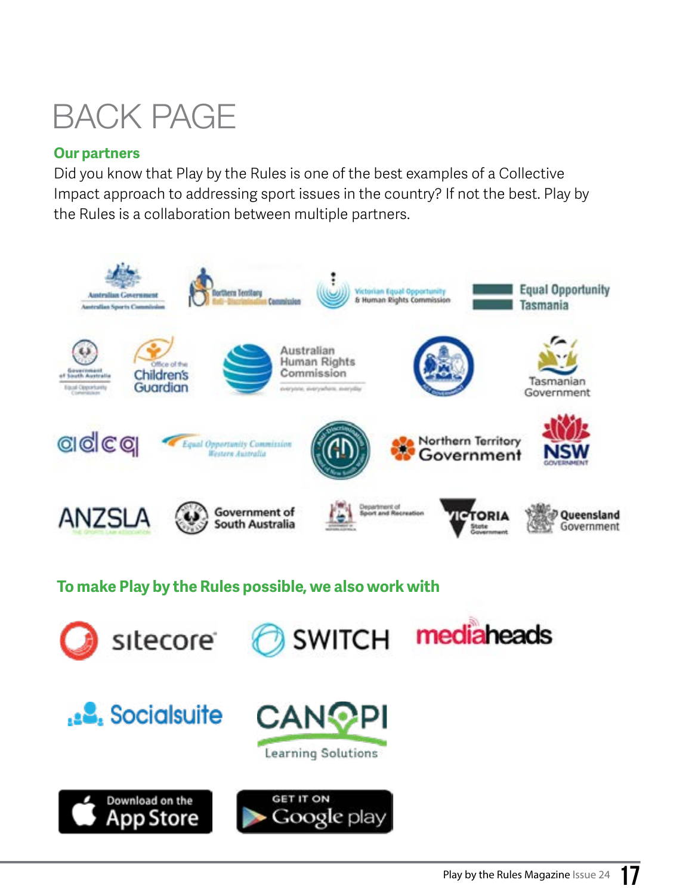# BACK PAGE

**Our partners**

Did you know that Play by the Rules is one of the best examples of a Collective Impact approach to addressing sport issues in the country? If not the best. Play by the Rules is a collaboration between multiple partners.

**To make Play by the Rules possible, we also work with**